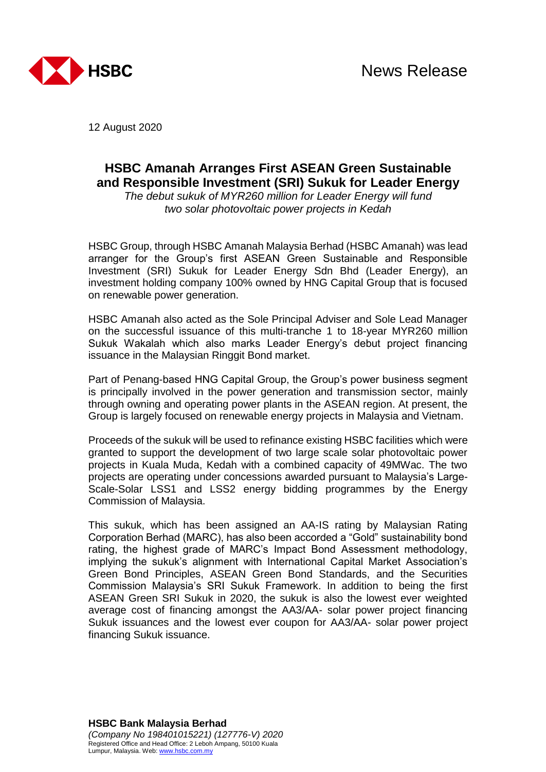News Release

12 August 2020

# HSBC Amanah Arranges First ASEAN Green Sustainable and Responsible Investment (SRI) Sukuk for Leader Energy

*The debut sukuk of MYR260 million for Leader Energy will fund two solar photovoltaic power projects in Kedah*

HSBC Group, through HSBC Amanah Malaysia Berhad (HSBC Amanah) was lead arranger for the Group's first ASEAN Green Sustainable and Responsible Investment (SRI) Sukuk for Leader Energy Sdn Bhd (Leader Energy), an investment holding company 100% owned by HNG Capital Group that is focused on renewable power generation.

HSBC Amanah also acted as the Sole Principal Adviser and Sole Lead Manager on the successful issuance of this multi-tranche 1 to 18-year MYR260 million Sukuk Wakalah which also marks Leader Energy's debut project financing issuance in the Malaysian Ringgit Bond market.

Part of Penang-based HNG Capital Group, the Group's power business segment is principally involved in the power generation and transmission sector, mainly through owning and operating power plants in the ASEAN region. At present, the Group is largely focused on renewable energy projects in Malaysia and Vietnam.

Proceeds of the sukuk will be used to refinance existing HSBC facilities which were granted to support the development of two large scale solar photovoltaic power projects in Kuala Muda, Kedah with a combined capacity of 49MWac. The two projects are operating under concessions awarded pursuant to Malaysia's Large-Scale-Solar LSS1 and LSS2 energy bidding programmes by the Energy Commission of Malaysia.

This sukuk, which has been assigned an AA-IS rating by Malaysian Rating Corporation Berhad (MARC), has also been accorded a "Gold" sustainability bond rating, the highest grade of MARC's Impact Bond Assessment methodology, implying the sukuk's alignment with International Capital Market Association's Green Bond Principles, ASEAN Green Bond Standards, and the Securities Commission Malaysia's SRI Sukuk Framework. In addition to being the first ASEAN Green SRI Sukuk in 2020, the sukuk is also the lowest ever weighted average cost of financing amongst the AA3/AA- solar power project financing Sukuk issuances and the lowest ever coupon for AA3/AA- solar power project financing Sukuk issuance.

**HSBC Bank Malaysia Berhad**
*(Company No 198401015221) (127776-V) 2020*
Registered Office and Head Office: 2 Leboh Ampang, 50100 Kuala Lumpur, Malaysia. Web: www.hsbc.com.my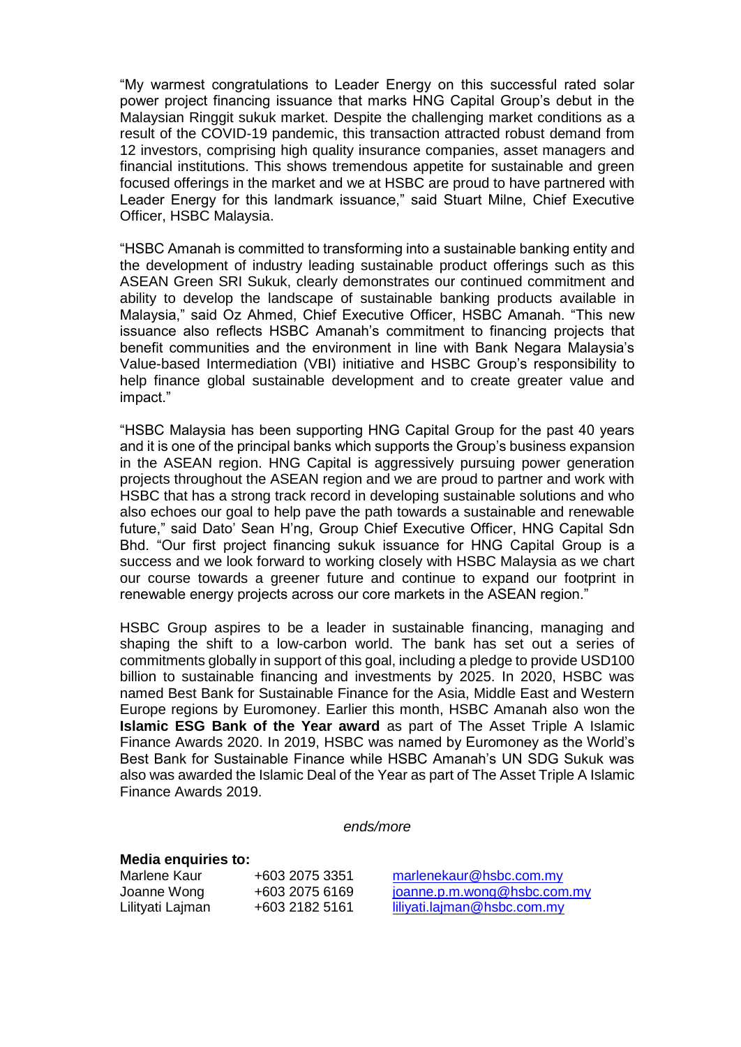"My warmest congratulations to Leader Energy on this successful rated solar power project financing issuance that marks HNG Capital Group's debut in the Malaysian Ringgit sukuk market. Despite the challenging market conditions as a result of the COVID-19 pandemic, this transaction attracted robust demand from 12 investors, comprising high quality insurance companies, asset managers and financial institutions. This shows tremendous appetite for sustainable and green focused offerings in the market and we at HSBC are proud to have partnered with Leader Energy for this landmark issuance," said Stuart Milne, Chief Executive Officer, HSBC Malaysia.

"HSBC Amanah is committed to transforming into a sustainable banking entity and the development of industry leading sustainable product offerings such as this ASEAN Green SRI Sukuk, clearly demonstrates our continued commitment and ability to develop the landscape of sustainable banking products available in Malaysia," said Oz Ahmed, Chief Executive Officer, HSBC Amanah. "This new issuance also reflects HSBC Amanah's commitment to financing projects that benefit communities and the environment in line with Bank Negara Malaysia's Value-based Intermediation (VBI) initiative and HSBC Group's responsibility to help finance global sustainable development and to create greater value and impact."

"HSBC Malaysia has been supporting HNG Capital Group for the past 40 years and it is one of the principal banks which supports the Group's business expansion in the ASEAN region. HNG Capital is aggressively pursuing power generation projects throughout the ASEAN region and we are proud to partner and work with HSBC that has a strong track record in developing sustainable solutions and who also echoes our goal to help pave the path towards a sustainable and renewable future," said Dato' Sean H'ng, Group Chief Executive Officer, HNG Capital Sdn Bhd. "Our first project financing sukuk issuance for HNG Capital Group is a success and we look forward to working closely with HSBC Malaysia as we chart our course towards a greener future and continue to expand our footprint in renewable energy projects across our core markets in the ASEAN region."

HSBC Group aspires to be a leader in sustainable financing, managing and shaping the shift to a low-carbon world. The bank has set out a series of commitments globally in support of this goal, including a pledge to provide USD100 billion to sustainable financing and investments by 2025. In 2020, HSBC was named Best Bank for Sustainable Finance for the Asia, Middle East and Western Europe regions by Euromoney. Earlier this month, HSBC Amanah also won the **Islamic ESG Bank of the Year award** as part of The Asset Triple A Islamic Finance Awards 2020. In 2019, HSBC was named by Euromoney as the World's Best Bank for Sustainable Finance while HSBC Amanah's UN SDG Sukuk was also was awarded the Islamic Deal of the Year as part of The Asset Triple A Islamic Finance Awards 2019.

*ends/more*

**Media enquiries to:**

| | | |
|---|---|---|
| Marlene Kaur | +603 2075 3351 | marlenekaur@hsbc.com.my |
| Joanne Wong | +603 2075 6169 | joanne.p.m.wong@hsbc.com.my |
| Lilityati Lajman | +603 2182 5161 | liliyati.lajman@hsbc.com.my |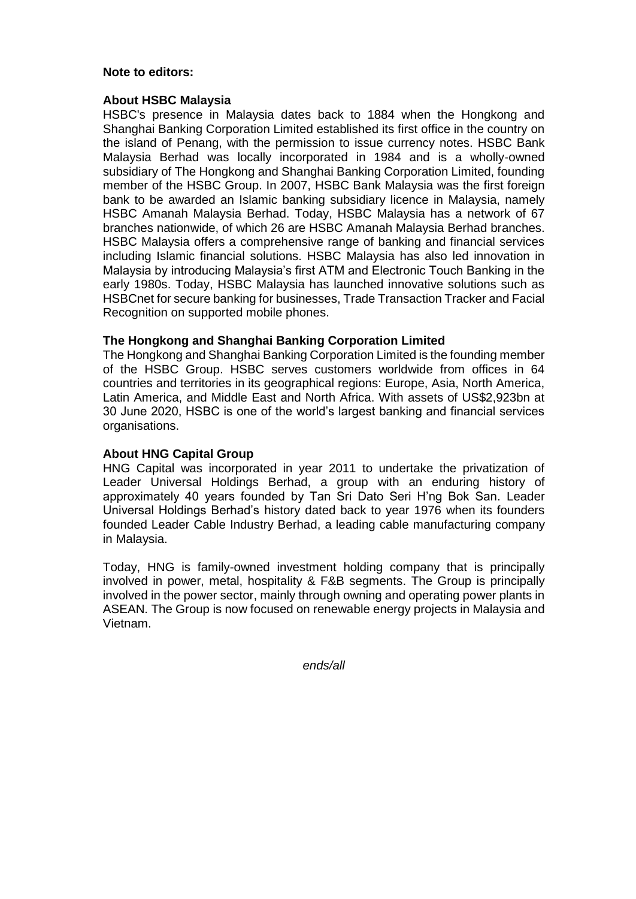**Note to editors:**

**About HSBC Malaysia**

HSBC's presence in Malaysia dates back to 1884 when the Hongkong and Shanghai Banking Corporation Limited established its first office in the country on the island of Penang, with the permission to issue currency notes. HSBC Bank Malaysia Berhad was locally incorporated in 1984 and is a wholly-owned subsidiary of The Hongkong and Shanghai Banking Corporation Limited, founding member of the HSBC Group. In 2007, HSBC Bank Malaysia was the first foreign bank to be awarded an Islamic banking subsidiary licence in Malaysia, namely HSBC Amanah Malaysia Berhad. Today, HSBC Malaysia has a network of 67 branches nationwide, of which 26 are HSBC Amanah Malaysia Berhad branches. HSBC Malaysia offers a comprehensive range of banking and financial services including Islamic financial solutions. HSBC Malaysia has also led innovation in Malaysia by introducing Malaysia's first ATM and Electronic Touch Banking in the early 1980s. Today, HSBC Malaysia has launched innovative solutions such as HSBCnet for secure banking for businesses, Trade Transaction Tracker and Facial Recognition on supported mobile phones.

**The Hongkong and Shanghai Banking Corporation Limited**

The Hongkong and Shanghai Banking Corporation Limited is the founding member of the HSBC Group. HSBC serves customers worldwide from offices in 64 countries and territories in its geographical regions: Europe, Asia, North America, Latin America, and Middle East and North Africa. With assets of US$2,923bn at 30 June 2020, HSBC is one of the world's largest banking and financial services organisations.

**About HNG Capital Group**

HNG Capital was incorporated in year 2011 to undertake the privatization of Leader Universal Holdings Berhad, a group with an enduring history of approximately 40 years founded by Tan Sri Dato Seri H'ng Bok San. Leader Universal Holdings Berhad's history dated back to year 1976 when its founders founded Leader Cable Industry Berhad, a leading cable manufacturing company in Malaysia.

Today, HNG is family-owned investment holding company that is principally involved in power, metal, hospitality & F&B segments. The Group is principally involved in the power sector, mainly through owning and operating power plants in ASEAN. The Group is now focused on renewable energy projects in Malaysia and Vietnam.

*ends/all*